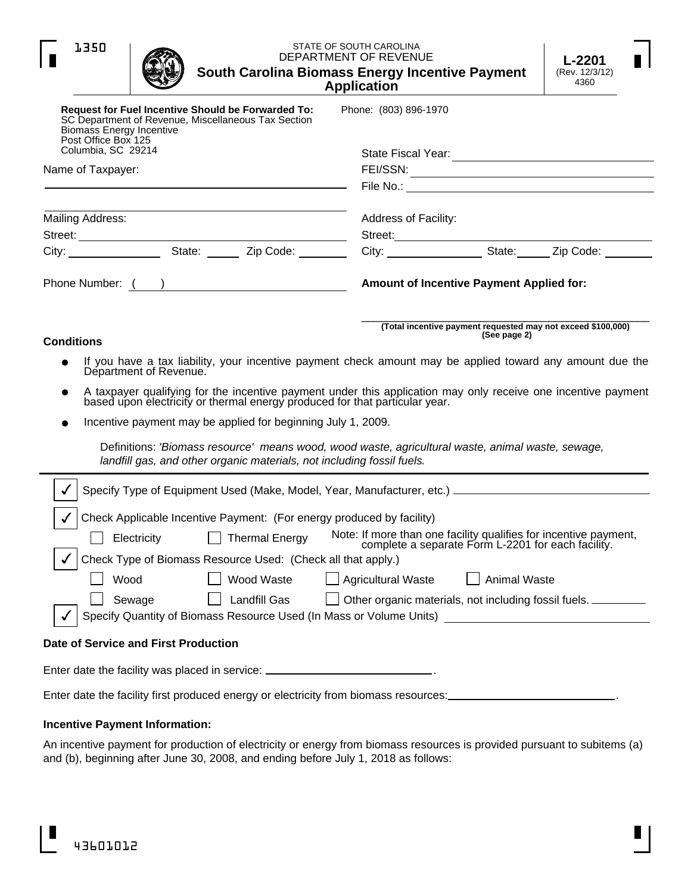1350

STATE OF SOUTH CAROLINA
DEPARTMENT OF REVENUE

# South Carolina Biomass Energy Incentive Payment Application

**L-2201**
(Rev. 12/3/12)
4360

**Request for Fuel Incentive Should be Forwarded To:**
SC Department of Revenue, Miscellaneous Tax Section
Biomass Energy Incentive
Post Office Box 125
Columbia, SC 29214

Phone: (803) 896-1970

State Fiscal Year: ____________________

FEI/SSN: ____________________

File No.: ____________________

Name of Taxpayer: ____________________

Mailing Address:

Street: ____________________

City: ____________ State: ______ Zip Code: ________

Phone Number: ( )

Address of Facility:

Street: ____________________

City: ____________ State: ______ Zip Code: ________

**Amount of Incentive Payment Applied for:**

____________________

**(Total incentive payment requested may not exceed $100,000) (See page 2)**

**Conditions**

- If you have a tax liability, your incentive payment check amount may be applied toward any amount due the Department of Revenue.
- A taxpayer qualifying for the incentive payment under this application may only receive one incentive payment based upon electricity or thermal energy produced for that particular year.
- Incentive payment may be applied for beginning July 1, 2009.

Definitions: *'Biomass resource' means wood, wood waste, agricultural waste, animal waste, sewage, landfill gas, and other organic materials, not including fossil fuels.*

✓ Specify Type of Equipment Used (Make, Model, Year, Manufacturer, etc.) ____________________

✓ Check Applicable Incentive Payment: (For energy produced by facility)

☐ Electricity ☐ Thermal Energy

Note: If more than one facility qualifies for incentive payment, complete a separate Form L-2201 for each facility.

✓ Check Type of Biomass Resource Used: (Check all that apply.)

☐ Wood ☐ Wood Waste ☐ Agricultural Waste ☐ Animal Waste

☐ Sewage ☐ Landfill Gas ☐ Other organic materials, not including fossil fuels. ________

✓ Specify Quantity of Biomass Resource Used (In Mass or Volume Units) ____________________

**Date of Service and First Production**

Enter date the facility was placed in service: ____________________.

Enter date the facility first produced energy or electricity from biomass resources: ____________________.

**Incentive Payment Information:**

An incentive payment for production of electricity or energy from biomass resources is provided pursuant to subitems (a) and (b), beginning after June 30, 2008, and ending before July 1, 2018 as follows:

43601012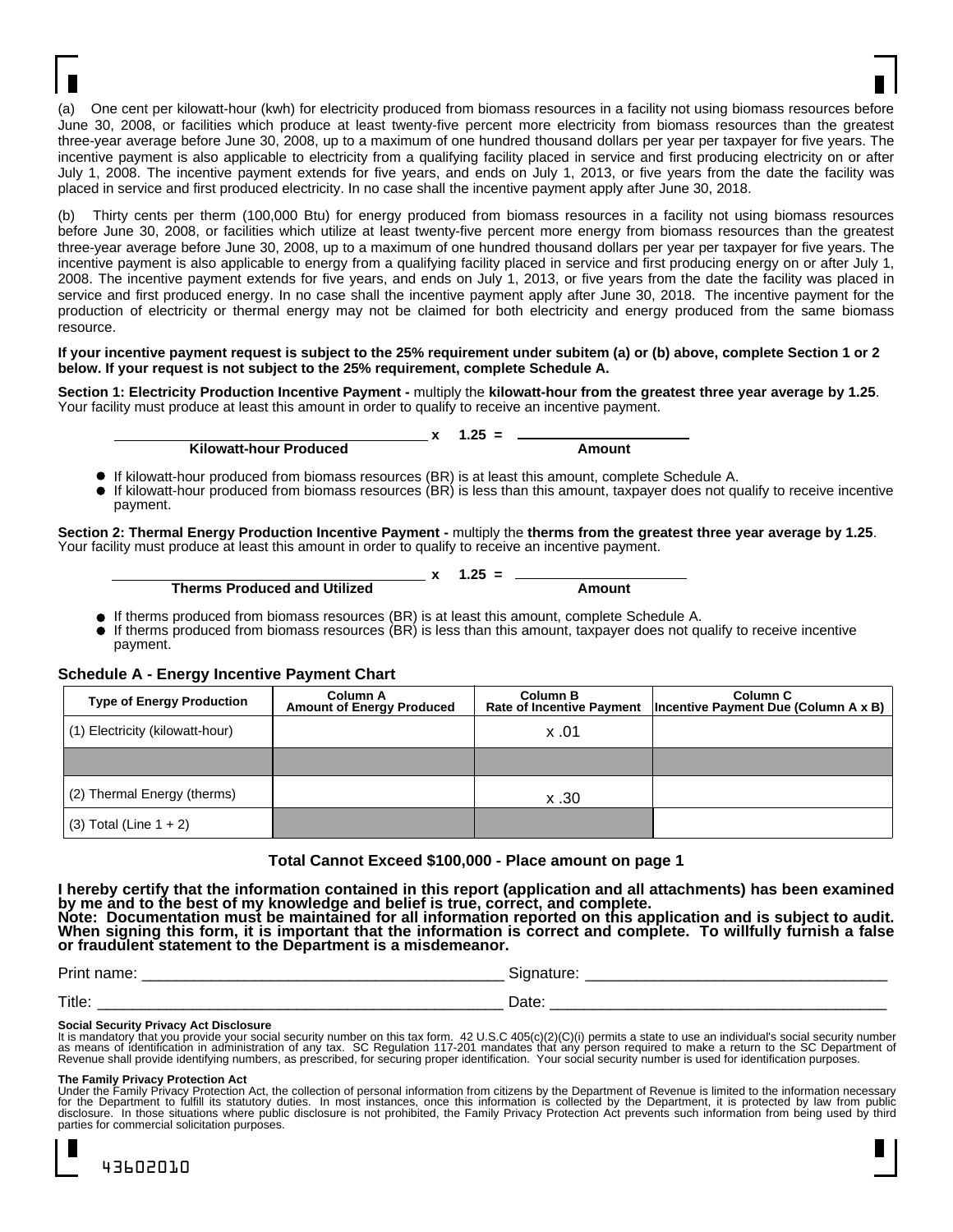(a) One cent per kilowatt-hour (kwh) for electricity produced from biomass resources in a facility not using biomass resources before June 30, 2008, or facilities which produce at least twenty-five percent more electricity from biomass resources than the greatest three-year average before June 30, 2008, up to a maximum of one hundred thousand dollars per year per taxpayer for five years. The incentive payment is also applicable to electricity from a qualifying facility placed in service and first producing electricity on or after July 1, 2008. The incentive payment extends for five years, and ends on July 1, 2013, or five years from the date the facility was placed in service and first produced electricity. In no case shall the incentive payment apply after June 30, 2018.

(b) Thirty cents per therm (100,000 Btu) for energy produced from biomass resources in a facility not using biomass resources before June 30, 2008, or facilities which utilize at least twenty-five percent more energy from biomass resources than the greatest three-year average before June 30, 2008, up to a maximum of one hundred thousand dollars per year per taxpayer for five years. The incentive payment is also applicable to energy from a qualifying facility placed in service and first producing energy on or after July 1, 2008. The incentive payment extends for five years, and ends on July 1, 2013, or five years from the date the facility was placed in service and first produced energy. In no case shall the incentive payment apply after June 30, 2018. The incentive payment for the production of electricity or thermal energy may not be claimed for both electricity and energy produced from the same biomass resource.

**If your incentive payment request is subject to the 25% requirement under subitem (a) or (b) above, complete Section 1 or 2 below. If your request is not subject to the 25% requirement, complete Schedule A.**

**Section 1: Electricity Production Incentive Payment -** multiply the **kilowatt-hour from the greatest three year average by 1.25**. Your facility must produce at least this amount in order to qualify to receive an incentive payment.

______________________ **x 1.25 =** ______________________
**Kilowatt-hour Produced** **Amount**

- If kilowatt-hour produced from biomass resources (BR) is at least this amount, complete Schedule A.
- If kilowatt-hour produced from biomass resources (BR) is less than this amount, taxpayer does not qualify to receive incentive payment.

**Section 2: Thermal Energy Production Incentive Payment -** multiply the **therms from the greatest three year average by 1.25**. Your facility must produce at least this amount in order to qualify to receive an incentive payment.

______________________ **x 1.25 =** ______________________
**Therms Produced and Utilized** **Amount**

- If therms produced from biomass resources (BR) is at least this amount, complete Schedule A.
- If therms produced from biomass resources (BR) is less than this amount, taxpayer does not qualify to receive incentive payment.

### Schedule A - Energy Incentive Payment Chart

| Type of Energy Production | Column A Amount of Energy Produced | Column B Rate of Incentive Payment | Column C Incentive Payment Due (Column A x B) |
|---|---|---|---|
| (1) Electricity (kilowatt-hour) | | x .01 | |
| | | | |
| (2) Thermal Energy (therms) | | x .30 | |
| (3) Total (Line 1 + 2) | | | |

**Total Cannot Exceed $100,000 - Place amount on page 1**

**I hereby certify that the information contained in this report (application and all attachments) has been examined by me and to the best of my knowledge and belief is true, correct, and complete.**
**Note: Documentation must be maintained for all information reported on this application and is subject to audit. When signing this form, it is important that the information is correct and complete. To willfully furnish a false or fraudulent statement to the Department is a misdemeanor.**

Print name: ______________________ Signature: ______________________

Title: ______________________ Date: ______________________

**Social Security Privacy Act Disclosure**
It is mandatory that you provide your social security number on this tax form. 42 U.S.C 405(c)(2)(C)(i) permits a state to use an individual's social security number as means of identification in administration of any tax. SC Regulation 117-201 mandates that any person required to make a return to the SC Department of Revenue shall provide identifying numbers, as prescribed, for securing proper identification. Your social security number is used for identification purposes.

**The Family Privacy Protection Act**
Under the Family Privacy Protection Act, the collection of personal information from citizens by the Department of Revenue is limited to the information necessary for the Department to fulfill its statutory duties. In most instances, once this information is collected by the Department, it is protected by law from public disclosure. In those situations where public disclosure is not prohibited, the Family Privacy Protection Act prevents such information from being used by third parties for commercial solicitation purposes.

43602010